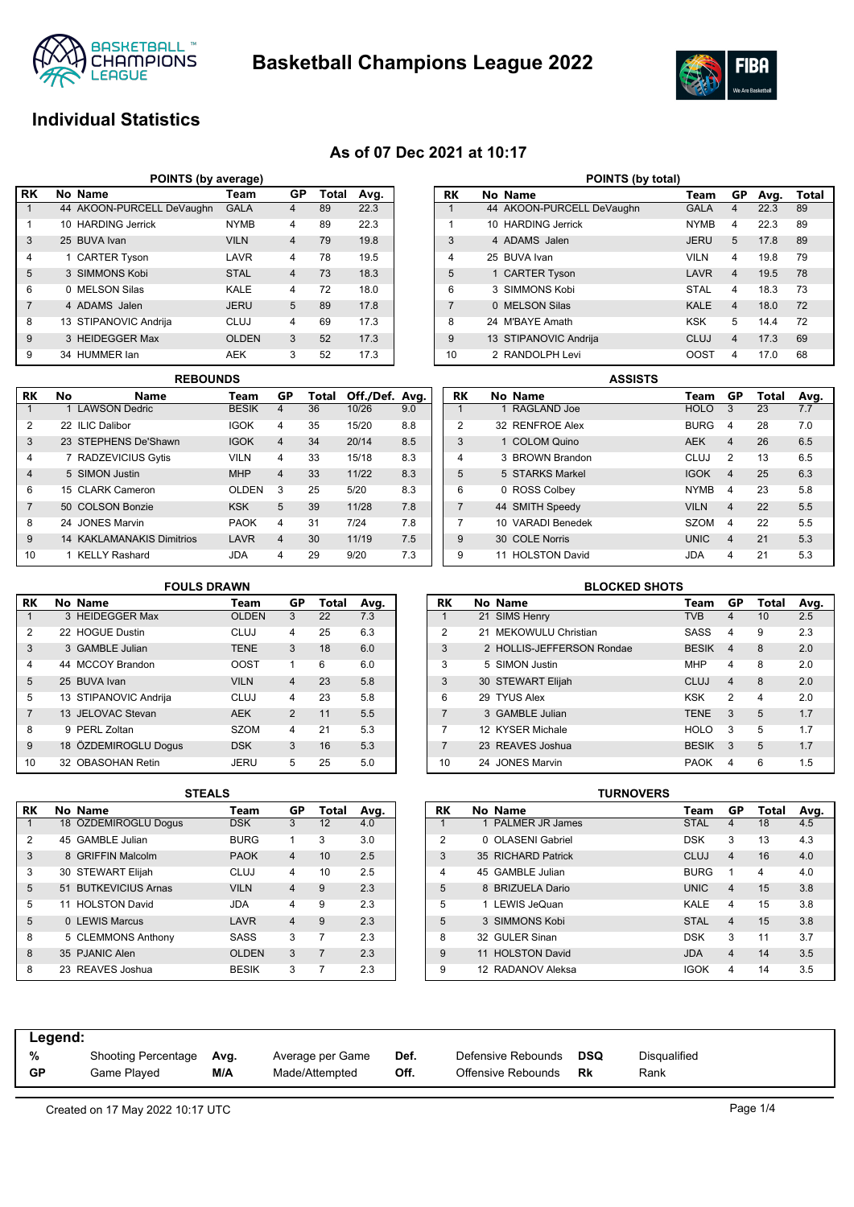# Basketball Champions League 2022

## Individual Statistics

### As of 07 Dec 2021 at 10:17

#### POINTS (by average)

| RK | No | Name | Team | GP | Total | Avg. |
|---|---|---|---|---|---|---|
| 1 | 44 | AKOON-PURCELL DeVaughn | GALA | 4 | 89 | 22.3 |
| 1 | 10 | HARDING Jerrick | NYMB | 4 | 89 | 22.3 |
| 3 | 25 | BUVA Ivan | VILN | 4 | 79 | 19.8 |
| 4 | 1 | CARTER Tyson | LAVR | 4 | 78 | 19.5 |
| 5 | 3 | SIMMONS Kobi | STAL | 4 | 73 | 18.3 |
| 6 | 0 | MELSON Silas | KALE | 4 | 72 | 18.0 |
| 7 | 4 | ADAMS Jalen | JERU | 5 | 89 | 17.8 |
| 8 | 13 | STIPANOVIC Andrija | CLUJ | 4 | 69 | 17.3 |
| 9 | 3 | HEIDEGGER Max | OLDEN | 3 | 52 | 17.3 |
| 9 | 34 | HUMMER Ian | AEK | 3 | 52 | 17.3 |

#### POINTS (by total)

| RK | No | Name | Team | GP | Avg. | Total |
|---|---|---|---|---|---|---|
| 1 | 44 | AKOON-PURCELL DeVaughn | GALA | 4 | 22.3 | 89 |
| 1 | 10 | HARDING Jerrick | NYMB | 4 | 22.3 | 89 |
| 3 | 4 | ADAMS Jalen | JERU | 5 | 17.8 | 89 |
| 4 | 25 | BUVA Ivan | VILN | 4 | 19.8 | 79 |
| 5 | 1 | CARTER Tyson | LAVR | 4 | 19.5 | 78 |
| 6 | 3 | SIMMONS Kobi | STAL | 4 | 18.3 | 73 |
| 7 | 0 | MELSON Silas | KALE | 4 | 18.0 | 72 |
| 8 | 24 | M'BAYE Amath | KSK | 5 | 14.4 | 72 |
| 9 | 13 | STIPANOVIC Andrija | CLUJ | 4 | 17.3 | 69 |
| 10 | 2 | RANDOLPH Levi | OOST | 4 | 17.0 | 68 |

#### REBOUNDS

| RK | No | Name | Team | GP | Total | Off./Def. | Avg. |
|---|---|---|---|---|---|---|---|
| 1 | 1 | LAWSON Dedric | BESIK | 4 | 36 | 10/26 | 9.0 |
| 2 | 22 | ILIC Dalibor | IGOK | 4 | 35 | 15/20 | 8.8 |
| 3 | 23 | STEPHENS De'Shawn | IGOK | 4 | 34 | 20/14 | 8.5 |
| 4 | 7 | RADZEVICIUS Gytis | VILN | 4 | 33 | 15/18 | 8.3 |
| 4 | 5 | SIMON Justin | MHP | 4 | 33 | 11/22 | 8.3 |
| 6 | 15 | CLARK Cameron | OLDEN | 3 | 25 | 5/20 | 8.3 |
| 7 | 50 | COLSON Bonzie | KSK | 5 | 39 | 11/28 | 7.8 |
| 8 | 24 | JONES Marvin | PAOK | 4 | 31 | 7/24 | 7.8 |
| 9 | 14 | KAKLAMANAKIS Dimitrios | LAVR | 4 | 30 | 11/19 | 7.5 |
| 10 | 1 | KELLY Rashard | JDA | 4 | 29 | 9/20 | 7.3 |

#### ASSISTS

| RK | No | Name | Team | GP | Total | Avg. |
|---|---|---|---|---|---|---|
| 1 | 1 | RAGLAND Joe | HOLO | 3 | 23 | 7.7 |
| 2 | 32 | RENFROE Alex | BURG | 4 | 28 | 7.0 |
| 3 | 1 | COLOM Quino | AEK | 4 | 26 | 6.5 |
| 4 | 3 | BROWN Brandon | CLUJ | 2 | 13 | 6.5 |
| 5 | 5 | STARKS Markel | IGOK | 4 | 25 | 6.3 |
| 6 | 0 | ROSS Colbey | NYMB | 4 | 23 | 5.8 |
| 7 | 44 | SMITH Speedy | VILN | 4 | 22 | 5.5 |
| 7 | 10 | VARADI Benedek | SZOM | 4 | 22 | 5.5 |
| 9 | 30 | COLE Norris | UNIC | 4 | 21 | 5.3 |
| 9 | 11 | HOLSTON David | JDA | 4 | 21 | 5.3 |

#### FOULS DRAWN

| RK | No | Name | Team | GP | Total | Avg. |
|---|---|---|---|---|---|---|
| 1 | 3 | HEIDEGGER Max | OLDEN | 3 | 22 | 7.3 |
| 2 | 22 | HOGUE Dustin | CLUJ | 4 | 25 | 6.3 |
| 3 | 3 | GAMBLE Julian | TENE | 3 | 18 | 6.0 |
| 4 | 44 | MCCOY Brandon | OOST | 1 | 6 | 6.0 |
| 5 | 25 | BUVA Ivan | VILN | 4 | 23 | 5.8 |
| 5 | 13 | STIPANOVIC Andrija | CLUJ | 4 | 23 | 5.8 |
| 7 | 13 | JELOVAC Stevan | AEK | 2 | 11 | 5.5 |
| 8 | 9 | PERL Zoltan | SZOM | 4 | 21 | 5.3 |
| 9 | 18 | ÖZDEMIROGLU Dogus | DSK | 3 | 16 | 5.3 |
| 10 | 32 | OBASOHAN Retin | JERU | 5 | 25 | 5.0 |

#### BLOCKED SHOTS

| RK | No | Name | Team | GP | Total | Avg. |
|---|---|---|---|---|---|---|
| 1 | 21 | SIMS Henry | TVB | 4 | 10 | 2.5 |
| 2 | 21 | MEKOWULU Christian | SASS | 4 | 9 | 2.3 |
| 3 | 2 | HOLLIS-JEFFERSON Rondae | BESIK | 4 | 8 | 2.0 |
| 3 | 5 | SIMON Justin | MHP | 4 | 8 | 2.0 |
| 3 | 30 | STEWART Elijah | CLUJ | 4 | 8 | 2.0 |
| 6 | 29 | TYUS Alex | KSK | 2 | 4 | 2.0 |
| 7 | 3 | GAMBLE Julian | TENE | 3 | 5 | 1.7 |
| 7 | 12 | KYSER Michale | HOLO | 3 | 5 | 1.7 |
| 7 | 23 | REAVES Joshua | BESIK | 3 | 5 | 1.7 |
| 10 | 24 | JONES Marvin | PAOK | 4 | 6 | 1.5 |

#### STEALS

| RK | No | Name | Team | GP | Total | Avg. |
|---|---|---|---|---|---|---|
| 1 | 18 | ÖZDEMIROGLU Dogus | DSK | 3 | 12 | 4.0 |
| 2 | 45 | GAMBLE Julian | BURG | 1 | 3 | 3.0 |
| 3 | 8 | GRIFFIN Malcolm | PAOK | 4 | 10 | 2.5 |
| 3 | 30 | STEWART Elijah | CLUJ | 4 | 10 | 2.5 |
| 5 | 51 | BUTKEVICIUS Arnas | VILN | 4 | 9 | 2.3 |
| 5 | 11 | HOLSTON David | JDA | 4 | 9 | 2.3 |
| 5 | 0 | LEWIS Marcus | LAVR | 4 | 9 | 2.3 |
| 8 | 5 | CLEMMONS Anthony | SASS | 3 | 7 | 2.3 |
| 8 | 35 | PJANIC Alen | OLDEN | 3 | 7 | 2.3 |
| 8 | 23 | REAVES Joshua | BESIK | 3 | 7 | 2.3 |

#### TURNOVERS

| RK | No | Name | Team | GP | Total | Avg. |
|---|---|---|---|---|---|---|
| 1 | 1 | PALMER JR James | STAL | 4 | 18 | 4.5 |
| 2 | 0 | OLASENI Gabriel | DSK | 3 | 13 | 4.3 |
| 3 | 35 | RICHARD Patrick | CLUJ | 4 | 16 | 4.0 |
| 4 | 45 | GAMBLE Julian | BURG | 1 | 4 | 4.0 |
| 5 | 8 | BRIZUELA Dario | UNIC | 4 | 15 | 3.8 |
| 5 | 1 | LEWIS JeQuan | KALE | 4 | 15 | 3.8 |
| 5 | 3 | SIMMONS Kobi | STAL | 4 | 15 | 3.8 |
| 8 | 32 | GULER Sinan | DSK | 3 | 11 | 3.7 |
| 9 | 11 | HOLSTON David | JDA | 4 | 14 | 3.5 |
| 9 | 12 | RADANOV Aleksa | IGOK | 4 | 14 | 3.5 |

**Legend:**

| | | | | | | | |
|---|---|---|---|---|---|---|---|
| **%** | Shooting Percentage | **Avg.** | Average per Game | **Def.** | Defensive Rebounds | **DSQ** | Disqualified |
| **GP** | Game Played | **M/A** | Made/Attempted | **Off.** | Offensive Rebounds | **Rk** | Rank |

Created on 17 May 2022 10:17 UTC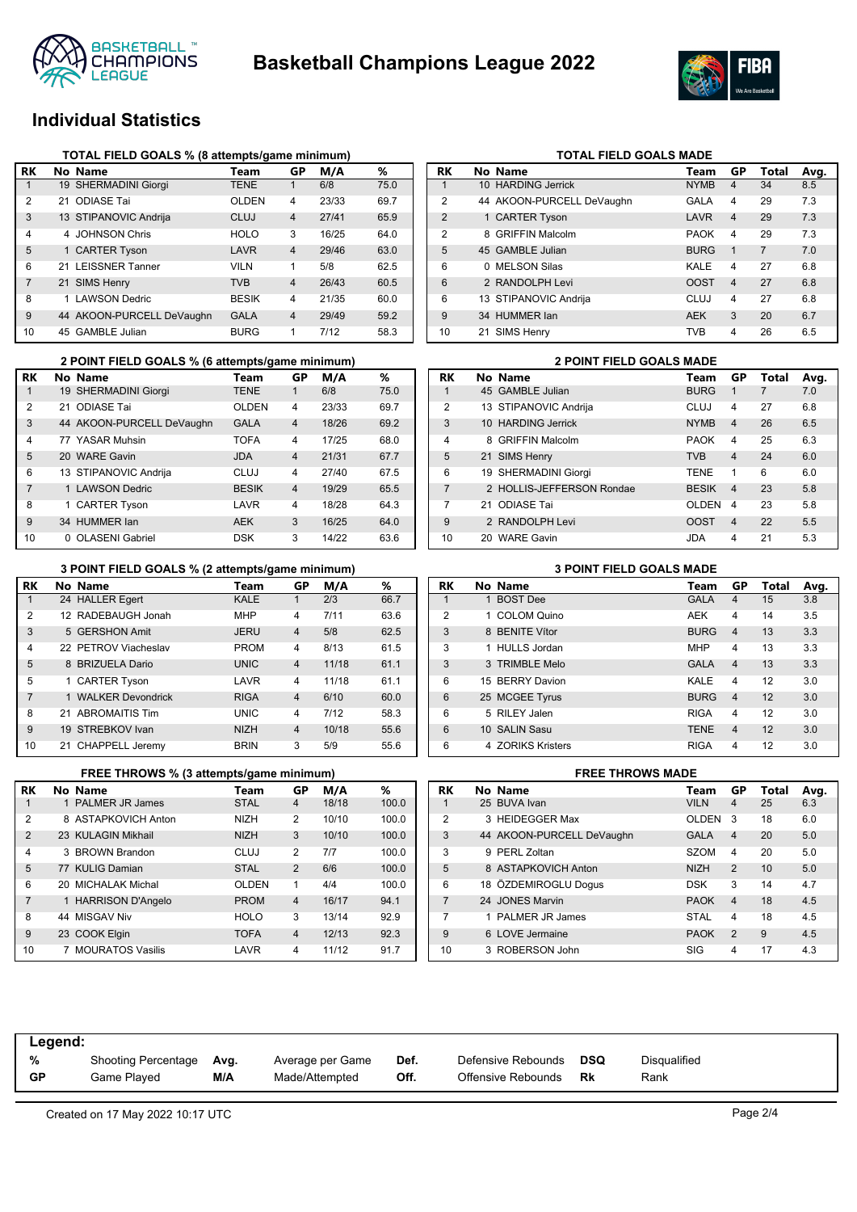# Basketball Champions League 2022

## Individual Statistics

### TOTAL FIELD GOALS % (8 attempts/game minimum)

| RK | No | Name | Team | GP | M/A | % |
|---|---|---|---|---|---|---|
| 1 | 19 | SHERMADINI Giorgi | TENE | 1 | 6/8 | 75.0 |
| 2 | 21 | ODIASE Tai | OLDEN | 4 | 23/33 | 69.7 |
| 3 | 13 | STIPANOVIC Andrija | CLUJ | 4 | 27/41 | 65.9 |
| 4 | 4 | JOHNSON Chris | HOLO | 3 | 16/25 | 64.0 |
| 5 | 1 | CARTER Tyson | LAVR | 4 | 29/46 | 63.0 |
| 6 | 21 | LEISSNER Tanner | VILN | 1 | 5/8 | 62.5 |
| 7 | 21 | SIMS Henry | TVB | 4 | 26/43 | 60.5 |
| 8 | 1 | LAWSON Dedric | BESIK | 4 | 21/35 | 60.0 |
| 9 | 44 | AKOON-PURCELL DeVaughn | GALA | 4 | 29/49 | 59.2 |
| 10 | 45 | GAMBLE Julian | BURG | 1 | 7/12 | 58.3 |

### TOTAL FIELD GOALS MADE

| RK | No | Name | Team | GP | Total | Avg. |
|---|---|---|---|---|---|---|
| 1 | 10 | HARDING Jerrick | NYMB | 4 | 34 | 8.5 |
| 2 | 44 | AKOON-PURCELL DeVaughn | GALA | 4 | 29 | 7.3 |
| 2 | 1 | CARTER Tyson | LAVR | 4 | 29 | 7.3 |
| 2 | 8 | GRIFFIN Malcolm | PAOK | 4 | 29 | 7.3 |
| 5 | 45 | GAMBLE Julian | BURG | 1 | 7 | 7.0 |
| 6 | 0 | MELSON Silas | KALE | 4 | 27 | 6.8 |
| 6 | 2 | RANDOLPH Levi | OOST | 4 | 27 | 6.8 |
| 6 | 13 | STIPANOVIC Andrija | CLUJ | 4 | 27 | 6.8 |
| 9 | 34 | HUMMER Ian | AEK | 3 | 20 | 6.7 |
| 10 | 21 | SIMS Henry | TVB | 4 | 26 | 6.5 |

### 2 POINT FIELD GOALS % (6 attempts/game minimum)

| RK | No | Name | Team | GP | M/A | % |
|---|---|---|---|---|---|---|
| 1 | 19 | SHERMADINI Giorgi | TENE | 1 | 6/8 | 75.0 |
| 2 | 21 | ODIASE Tai | OLDEN | 4 | 23/33 | 69.7 |
| 3 | 44 | AKOON-PURCELL DeVaughn | GALA | 4 | 18/26 | 69.2 |
| 4 | 77 | YASAR Muhsin | TOFA | 4 | 17/25 | 68.0 |
| 5 | 20 | WARE Gavin | JDA | 4 | 21/31 | 67.7 |
| 6 | 13 | STIPANOVIC Andrija | CLUJ | 4 | 27/40 | 67.5 |
| 7 | 1 | LAWSON Dedric | BESIK | 4 | 19/29 | 65.5 |
| 8 | 1 | CARTER Tyson | LAVR | 4 | 18/28 | 64.3 |
| 9 | 34 | HUMMER Ian | AEK | 3 | 16/25 | 64.0 |
| 10 | 0 | OLASENI Gabriel | DSK | 3 | 14/22 | 63.6 |

### 2 POINT FIELD GOALS MADE

| RK | No | Name | Team | GP | Total | Avg. |
|---|---|---|---|---|---|---|
| 1 | 45 | GAMBLE Julian | BURG | 1 | 7 | 7.0 |
| 2 | 13 | STIPANOVIC Andrija | CLUJ | 4 | 27 | 6.8 |
| 3 | 10 | HARDING Jerrick | NYMB | 4 | 26 | 6.5 |
| 4 | 8 | GRIFFIN Malcolm | PAOK | 4 | 25 | 6.3 |
| 5 | 21 | SIMS Henry | TVB | 4 | 24 | 6.0 |
| 6 | 19 | SHERMADINI Giorgi | TENE | 1 | 6 | 6.0 |
| 7 | 2 | HOLLIS-JEFFERSON Rondae | BESIK | 4 | 23 | 5.8 |
| 7 | 21 | ODIASE Tai | OLDEN | 4 | 23 | 5.8 |
| 9 | 2 | RANDOLPH Levi | OOST | 4 | 22 | 5.5 |
| 10 | 20 | WARE Gavin | JDA | 4 | 21 | 5.3 |

### 3 POINT FIELD GOALS % (2 attempts/game minimum)

| RK | No | Name | Team | GP | M/A | % |
|---|---|---|---|---|---|---|
| 1 | 24 | HALLER Egert | KALE | 1 | 2/3 | 66.7 |
| 2 | 12 | RADEBAUGH Jonah | MHP | 4 | 7/11 | 63.6 |
| 3 | 5 | GERSHON Amit | JERU | 4 | 5/8 | 62.5 |
| 4 | 22 | PETROV Viacheslav | PROM | 4 | 8/13 | 61.5 |
| 5 | 8 | BRIZUELA Dario | UNIC | 4 | 11/18 | 61.1 |
| 5 | 1 | CARTER Tyson | LAVR | 4 | 11/18 | 61.1 |
| 7 | 1 | WALKER Devondrick | RIGA | 4 | 6/10 | 60.0 |
| 8 | 21 | ABROMAITIS Tim | UNIC | 4 | 7/12 | 58.3 |
| 9 | 19 | STREBKOV Ivan | NIZH | 4 | 10/18 | 55.6 |
| 10 | 21 | CHAPPELL Jeremy | BRIN | 3 | 5/9 | 55.6 |

### 3 POINT FIELD GOALS MADE

| RK | No | Name | Team | GP | Total | Avg. |
|---|---|---|---|---|---|---|
| 1 | 1 | BOST Dee | GALA | 4 | 15 | 3.8 |
| 2 | 1 | COLOM Quino | AEK | 4 | 14 | 3.5 |
| 3 | 8 | BENITE Vítor | BURG | 4 | 13 | 3.3 |
| 3 | 1 | HULLS Jordan | MHP | 4 | 13 | 3.3 |
| 3 | 3 | TRIMBLE Melo | GALA | 4 | 13 | 3.3 |
| 6 | 15 | BERRY Davion | KALE | 4 | 12 | 3.0 |
| 6 | 25 | MCGEE Tyrus | BURG | 4 | 12 | 3.0 |
| 6 | 5 | RILEY Jalen | RIGA | 4 | 12 | 3.0 |
| 6 | 10 | SALIN Sasu | TENE | 4 | 12 | 3.0 |
| 6 | 4 | ZORIKS Kristers | RIGA | 4 | 12 | 3.0 |

### FREE THROWS % (3 attempts/game minimum)

| RK | No | Name | Team | GP | M/A | % |
|---|---|---|---|---|---|---|
| 1 | 1 | PALMER JR James | STAL | 4 | 18/18 | 100.0 |
| 2 | 8 | ASTAPKOVICH Anton | NIZH | 2 | 10/10 | 100.0 |
| 2 | 23 | KULAGIN Mikhail | NIZH | 3 | 10/10 | 100.0 |
| 4 | 3 | BROWN Brandon | CLUJ | 2 | 7/7 | 100.0 |
| 5 | 77 | KULIG Damian | STAL | 2 | 6/6 | 100.0 |
| 6 | 20 | MICHALAK Michal | OLDEN | 1 | 4/4 | 100.0 |
| 7 | 1 | HARRISON D'Angelo | PROM | 4 | 16/17 | 94.1 |
| 8 | 44 | MISGAV Niv | HOLO | 3 | 13/14 | 92.9 |
| 9 | 23 | COOK Elgin | TOFA | 4 | 12/13 | 92.3 |
| 10 | 7 | MOURATOS Vasilis | LAVR | 4 | 11/12 | 91.7 |

### FREE THROWS MADE

| RK | No | Name | Team | GP | Total | Avg. |
|---|---|---|---|---|---|---|
| 1 | 25 | BUVA Ivan | VILN | 4 | 25 | 6.3 |
| 2 | 3 | HEIDEGGER Max | OLDEN | 3 | 18 | 6.0 |
| 3 | 44 | AKOON-PURCELL DeVaughn | GALA | 4 | 20 | 5.0 |
| 3 | 9 | PERL Zoltan | SZOM | 4 | 20 | 5.0 |
| 5 | 8 | ASTAPKOVICH Anton | NIZH | 2 | 10 | 5.0 |
| 6 | 18 | ÖZDEMIROGLU Dogus | DSK | 3 | 14 | 4.7 |
| 7 | 24 | JONES Marvin | PAOK | 4 | 18 | 4.5 |
| 7 | 1 | PALMER JR James | STAL | 4 | 18 | 4.5 |
| 9 | 6 | LOVE Jermaine | PAOK | 2 | 9 | 4.5 |
| 10 | 3 | ROBERSON John | SIG | 4 | 17 | 4.3 |

**Legend:**

| | | | | | | | |
|---|---|---|---|---|---|---|---|
| **%** | Shooting Percentage | **Avg.** | Average per Game | **Def.** | Defensive Rebounds | **DSQ** | Disqualified |
| **GP** | Game Played | **M/A** | Made/Attempted | **Off.** | Offensive Rebounds | **Rk** | Rank |

Created on 17 May 2022 10:17 UTC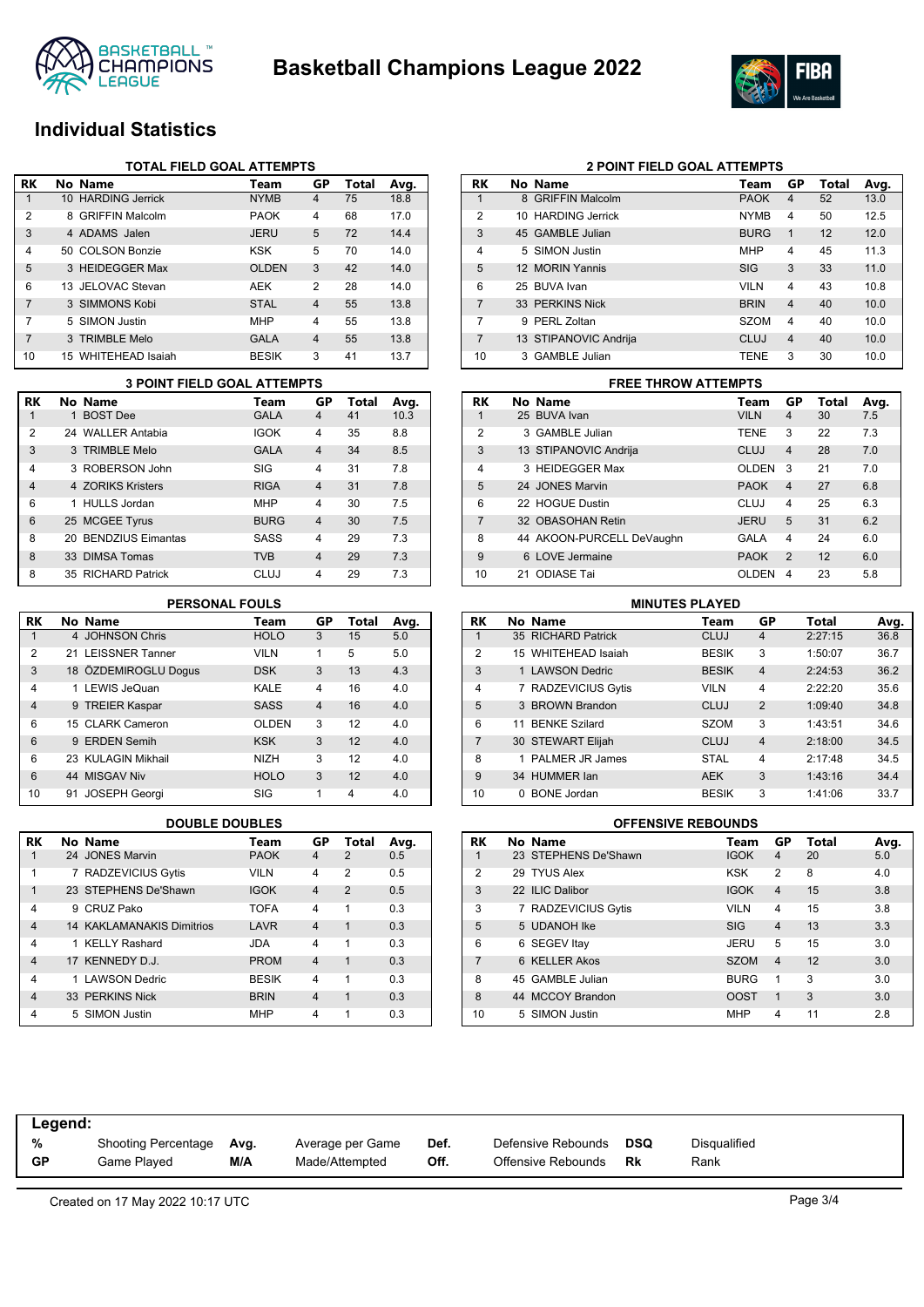# Basketball Champions League 2022

## Individual Statistics

### TOTAL FIELD GOAL ATTEMPTS

| RK | No | Name | Team | GP | Total | Avg. |
|---|---|---|---|---|---|---|
| 1 | 10 | HARDING Jerrick | NYMB | 4 | 75 | 18.8 |
| 2 | 8 | GRIFFIN Malcolm | PAOK | 4 | 68 | 17.0 |
| 3 | 4 | ADAMS Jalen | JERU | 5 | 72 | 14.4 |
| 4 | 50 | COLSON Bonzie | KSK | 5 | 70 | 14.0 |
| 5 | 3 | HEIDEGGER Max | OLDEN | 3 | 42 | 14.0 |
| 6 | 13 | JELOVAC Stevan | AEK | 2 | 28 | 14.0 |
| 7 | 3 | SIMMONS Kobi | STAL | 4 | 55 | 13.8 |
| 7 | 5 | SIMON Justin | MHP | 4 | 55 | 13.8 |
| 7 | 3 | TRIMBLE Melo | GALA | 4 | 55 | 13.8 |
| 10 | 15 | WHITEHEAD Isaiah | BESIK | 3 | 41 | 13.7 |

### 2 POINT FIELD GOAL ATTEMPTS

| RK | No | Name | Team | GP | Total | Avg. |
|---|---|---|---|---|---|---|
| 1 | 8 | GRIFFIN Malcolm | PAOK | 4 | 52 | 13.0 |
| 2 | 10 | HARDING Jerrick | NYMB | 4 | 50 | 12.5 |
| 3 | 45 | GAMBLE Julian | BURG | 1 | 12 | 12.0 |
| 4 | 5 | SIMON Justin | MHP | 4 | 45 | 11.3 |
| 5 | 12 | MORIN Yannis | SIG | 3 | 33 | 11.0 |
| 6 | 25 | BUVA Ivan | VILN | 4 | 43 | 10.8 |
| 7 | 33 | PERKINS Nick | BRIN | 4 | 40 | 10.0 |
| 7 | 9 | PERL Zoltan | SZOM | 4 | 40 | 10.0 |
| 7 | 13 | STIPANOVIC Andrija | CLUJ | 4 | 40 | 10.0 |
| 10 | 3 | GAMBLE Julian | TENE | 3 | 30 | 10.0 |

### 3 POINT FIELD GOAL ATTEMPTS

| RK | No | Name | Team | GP | Total | Avg. |
|---|---|---|---|---|---|---|
| 1 | 1 | BOST Dee | GALA | 4 | 41 | 10.3 |
| 2 | 24 | WALLER Antabia | IGOK | 4 | 35 | 8.8 |
| 3 | 3 | TRIMBLE Melo | GALA | 4 | 34 | 8.5 |
| 4 | 3 | ROBERSON John | SIG | 4 | 31 | 7.8 |
| 4 | 4 | ZORIKS Kristers | RIGA | 4 | 31 | 7.8 |
| 6 | 1 | HULLS Jordan | MHP | 4 | 30 | 7.5 |
| 6 | 25 | MCGEE Tyrus | BURG | 4 | 30 | 7.5 |
| 8 | 20 | BENDZIUS Eimantas | SASS | 4 | 29 | 7.3 |
| 8 | 33 | DIMSA Tomas | TVB | 4 | 29 | 7.3 |
| 8 | 35 | RICHARD Patrick | CLUJ | 4 | 29 | 7.3 |

### FREE THROW ATTEMPTS

| RK | No | Name | Team | GP | Total | Avg. |
|---|---|---|---|---|---|---|
| 1 | 25 | BUVA Ivan | VILN | 4 | 30 | 7.5 |
| 2 | 3 | GAMBLE Julian | TENE | 3 | 22 | 7.3 |
| 3 | 13 | STIPANOVIC Andrija | CLUJ | 4 | 28 | 7.0 |
| 4 | 3 | HEIDEGGER Max | OLDEN | 3 | 21 | 7.0 |
| 5 | 24 | JONES Marvin | PAOK | 4 | 27 | 6.8 |
| 6 | 22 | HOGUE Dustin | CLUJ | 4 | 25 | 6.3 |
| 7 | 32 | OBASOHAN Retin | JERU | 5 | 31 | 6.2 |
| 8 | 44 | AKOON-PURCELL DeVaughn | GALA | 4 | 24 | 6.0 |
| 9 | 6 | LOVE Jermaine | PAOK | 2 | 12 | 6.0 |
| 10 | 21 | ODIASE Tai | OLDEN | 4 | 23 | 5.8 |

### PERSONAL FOULS

| RK | No | Name | Team | GP | Total | Avg. |
|---|---|---|---|---|---|---|
| 1 | 4 | JOHNSON Chris | HOLO | 3 | 15 | 5.0 |
| 2 | 21 | LEISSNER Tanner | VILN | 1 | 5 | 5.0 |
| 3 | 18 | ÖZDEMIROGLU Dogus | DSK | 3 | 13 | 4.3 |
| 4 | 1 | LEWIS JeQuan | KALE | 4 | 16 | 4.0 |
| 4 | 9 | TREIER Kaspar | SASS | 4 | 16 | 4.0 |
| 6 | 15 | CLARK Cameron | OLDEN | 3 | 12 | 4.0 |
| 6 | 9 | ERDEN Semih | KSK | 3 | 12 | 4.0 |
| 6 | 23 | KULAGIN Mikhail | NIZH | 3 | 12 | 4.0 |
| 6 | 44 | MISGAV Niv | HOLO | 3 | 12 | 4.0 |
| 10 | 91 | JOSEPH Georgi | SIG | 1 | 4 | 4.0 |

### MINUTES PLAYED

| RK | No | Name | Team | GP | Total | Avg. |
|---|---|---|---|---|---|---|
| 1 | 35 | RICHARD Patrick | CLUJ | 4 | 2:27:15 | 36.8 |
| 2 | 15 | WHITEHEAD Isaiah | BESIK | 3 | 1:50:07 | 36.7 |
| 3 | 1 | LAWSON Dedric | BESIK | 4 | 2:24:53 | 36.2 |
| 4 | 7 | RADZEVICIUS Gytis | VILN | 4 | 2:22:20 | 35.6 |
| 5 | 3 | BROWN Brandon | CLUJ | 2 | 1:09:40 | 34.8 |
| 6 | 11 | BENKE Szilard | SZOM | 3 | 1:43:51 | 34.6 |
| 7 | 30 | STEWART Elijah | CLUJ | 4 | 2:18:00 | 34.5 |
| 8 | 1 | PALMER JR James | STAL | 4 | 2:17:48 | 34.5 |
| 9 | 34 | HUMMER Ian | AEK | 3 | 1:43:16 | 34.4 |
| 10 | 0 | BONE Jordan | BESIK | 3 | 1:41:06 | 33.7 |

### DOUBLE DOUBLES

| RK | No | Name | Team | GP | Total | Avg. |
|---|---|---|---|---|---|---|
| 1 | 24 | JONES Marvin | PAOK | 4 | 2 | 0.5 |
| 1 | 7 | RADZEVICIUS Gytis | VILN | 4 | 2 | 0.5 |
| 1 | 23 | STEPHENS De'Shawn | IGOK | 4 | 2 | 0.5 |
| 4 | 9 | CRUZ Pako | TOFA | 4 | 1 | 0.3 |
| 4 | 14 | KAKLAMANAKIS Dimitrios | LAVR | 4 | 1 | 0.3 |
| 4 | 1 | KELLY Rashard | JDA | 4 | 1 | 0.3 |
| 4 | 17 | KENNEDY D.J. | PROM | 4 | 1 | 0.3 |
| 4 | 1 | LAWSON Dedric | BESIK | 4 | 1 | 0.3 |
| 4 | 33 | PERKINS Nick | BRIN | 4 | 1 | 0.3 |
| 4 | 5 | SIMON Justin | MHP | 4 | 1 | 0.3 |

### OFFENSIVE REBOUNDS

| RK | No | Name | Team | GP | Total | Avg. |
|---|---|---|---|---|---|---|
| 1 | 23 | STEPHENS De'Shawn | IGOK | 4 | 20 | 5.0 |
| 2 | 29 | TYUS Alex | KSK | 2 | 8 | 4.0 |
| 3 | 22 | ILIC Dalibor | IGOK | 4 | 15 | 3.8 |
| 3 | 7 | RADZEVICIUS Gytis | VILN | 4 | 15 | 3.8 |
| 5 | 5 | UDANOH Ike | SIG | 4 | 13 | 3.3 |
| 6 | 6 | SEGEV Itay | JERU | 5 | 15 | 3.0 |
| 7 | 6 | KELLER Akos | SZOM | 4 | 12 | 3.0 |
| 8 | 45 | GAMBLE Julian | BURG | 1 | 3 | 3.0 |
| 8 | 44 | MCCOY Brandon | OOST | 1 | 3 | 3.0 |
| 10 | 5 | SIMON Justin | MHP | 4 | 11 | 2.8 |

**Legend:**

| | | | | | | | |
|---|---|---|---|---|---|---|---|
| **%** | Shooting Percentage | **Avg.** | Average per Game | **Def.** | Defensive Rebounds | **DSQ** | Disqualified |
| **GP** | Game Played | **M/A** | Made/Attempted | **Off.** | Offensive Rebounds | **Rk** | Rank |

Created on 17 May 2022 10:17 UTC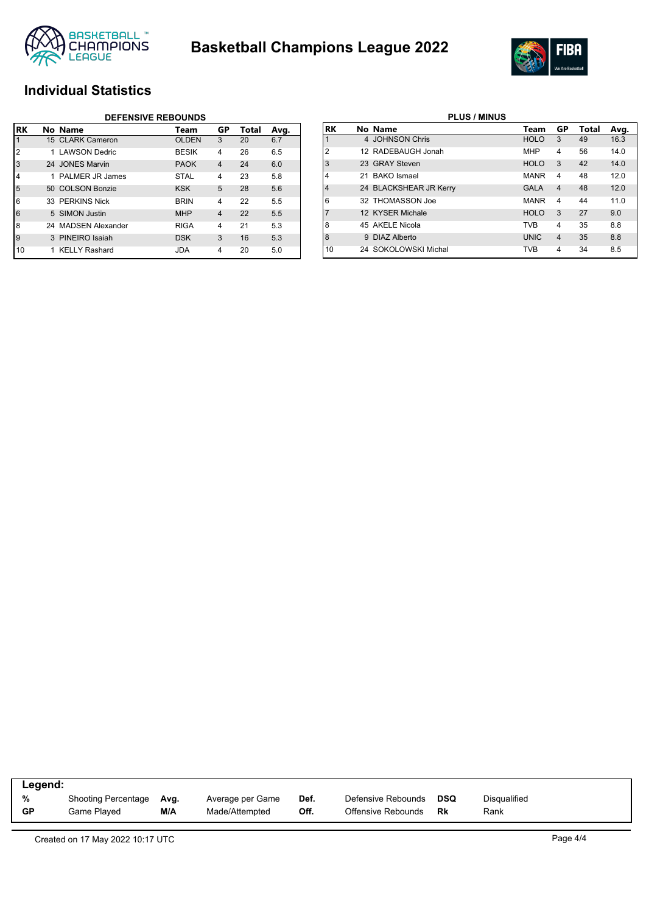# Basketball Champions League 2022

## Individual Statistics

**DEFENSIVE REBOUNDS**

| RK | No | Name | Team | GP | Total | Avg. |
|---|---|---|---|---|---|---|
| 1 | 15 | CLARK Cameron | OLDEN | 3 | 20 | 6.7 |
| 2 | 1 | LAWSON Dedric | BESIK | 4 | 26 | 6.5 |
| 3 | 24 | JONES Marvin | PAOK | 4 | 24 | 6.0 |
| 4 | 1 | PALMER JR James | STAL | 4 | 23 | 5.8 |
| 5 | 50 | COLSON Bonzie | KSK | 5 | 28 | 5.6 |
| 6 | 33 | PERKINS Nick | BRIN | 4 | 22 | 5.5 |
| 6 | 5 | SIMON Justin | MHP | 4 | 22 | 5.5 |
| 8 | 24 | MADSEN Alexander | RIGA | 4 | 21 | 5.3 |
| 9 | 3 | PINEIRO Isaiah | DSK | 3 | 16 | 5.3 |
| 10 | 1 | KELLY Rashard | JDA | 4 | 20 | 5.0 |

**PLUS / MINUS**

| RK | No | Name | Team | GP | Total | Avg. |
|---|---|---|---|---|---|---|
| 1 | 4 | JOHNSON Chris | HOLO | 3 | 49 | 16.3 |
| 2 | 12 | RADEBAUGH Jonah | MHP | 4 | 56 | 14.0 |
| 3 | 23 | GRAY Steven | HOLO | 3 | 42 | 14.0 |
| 4 | 21 | BAKO Ismael | MANR | 4 | 48 | 12.0 |
| 4 | 24 | BLACKSHEAR JR Kerry | GALA | 4 | 48 | 12.0 |
| 6 | 32 | THOMASSON Joe | MANR | 4 | 44 | 11.0 |
| 7 | 12 | KYSER Michale | HOLO | 3 | 27 | 9.0 |
| 8 | 45 | AKELE Nicola | TVB | 4 | 35 | 8.8 |
| 8 | 9 | DIAZ Alberto | UNIC | 4 | 35 | 8.8 |
| 10 | 24 | SOKOLOWSKI Michal | TVB | 4 | 34 | 8.5 |

**Legend:**

| | | | | | | | |
|---|---|---|---|---|---|---|---|
| **%** | Shooting Percentage | **Avg.** | Average per Game | **Def.** | Defensive Rebounds | **DSQ** | Disqualified |
| **GP** | Game Played | **M/A** | Made/Attempted | **Off.** | Offensive Rebounds | **Rk** | Rank |

Created on 17 May 2022 10:17 UTC